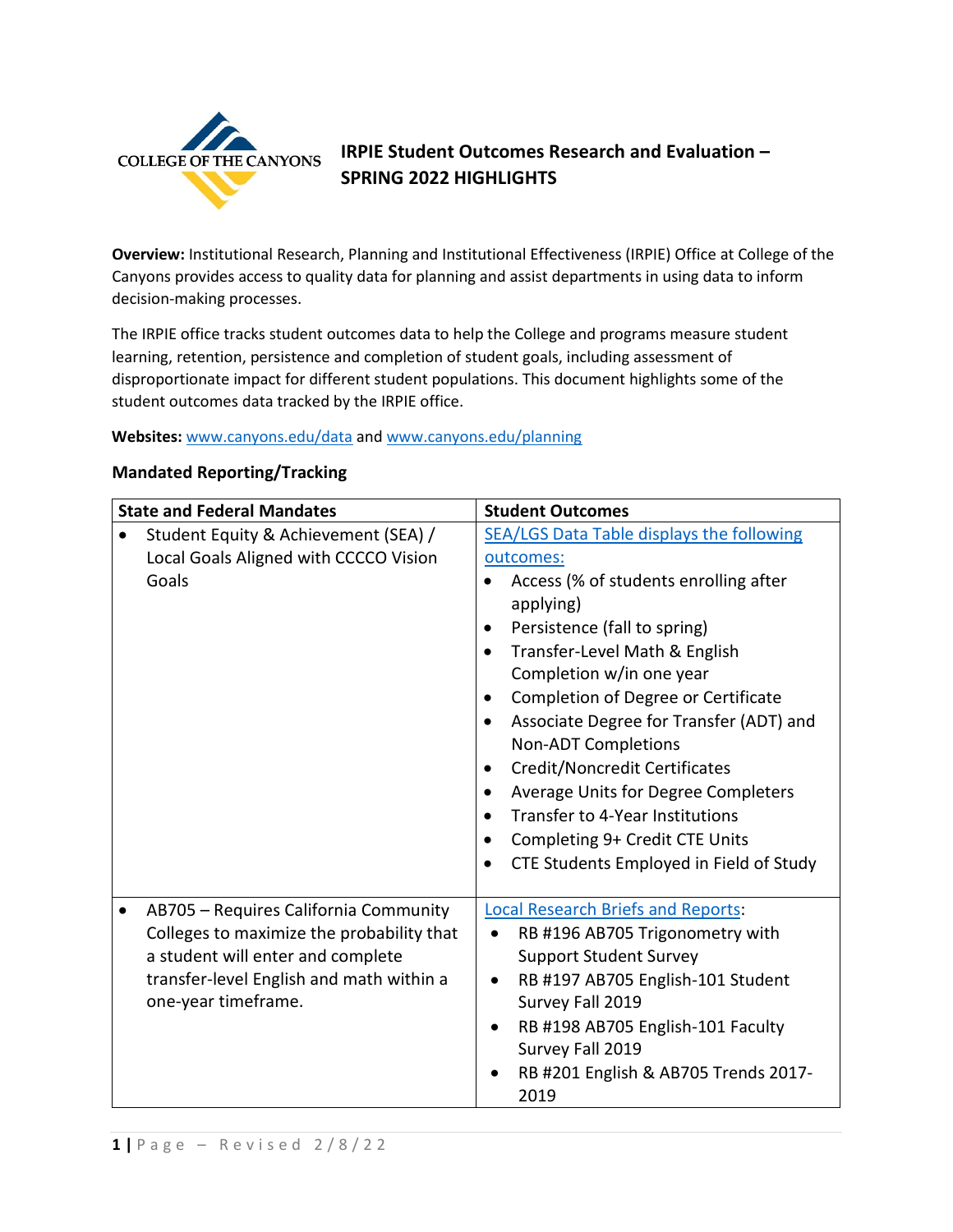# IRPIE Student Outcomes Research and Evaluation – SPRING 2022 HIGHLIGHTS

**Overview:** Institutional Research, Planning and Institutional Effectiveness (IRPIE) Office at College of the Canyons provides access to quality data for planning and assist departments in using data to inform decision-making processes.

The IRPIE office tracks student outcomes data to help the College and programs measure student learning, retention, persistence and completion of student goals, including assessment of disproportionate impact for different student populations. This document highlights some of the student outcomes data tracked by the IRPIE office.

**Websites:** www.canyons.edu/data and www.canyons.edu/planning

### Mandated Reporting/Tracking

| State and Federal Mandates | Student Outcomes |
|---|---|
| • Student Equity & Achievement (SEA) / Local Goals Aligned with CCCCO Vision Goals | SEA/LGS Data Table displays the following outcomes:<br>• Access (% of students enrolling after applying)<br>• Persistence (fall to spring)<br>• Transfer-Level Math & English Completion w/in one year<br>• Completion of Degree or Certificate<br>• Associate Degree for Transfer (ADT) and Non-ADT Completions<br>• Credit/Noncredit Certificates<br>• Average Units for Degree Completers<br>• Transfer to 4-Year Institutions<br>• Completing 9+ Credit CTE Units<br>• CTE Students Employed in Field of Study |
| • AB705 – Requires California Community Colleges to maximize the probability that a student will enter and complete transfer-level English and math within a one-year timeframe. | Local Research Briefs and Reports:<br>• RB #196 AB705 Trigonometry with Support Student Survey<br>• RB #197 AB705 English-101 Student Survey Fall 2019<br>• RB #198 AB705 English-101 Faculty Survey Fall 2019<br>• RB #201 English & AB705 Trends 2017-2019 |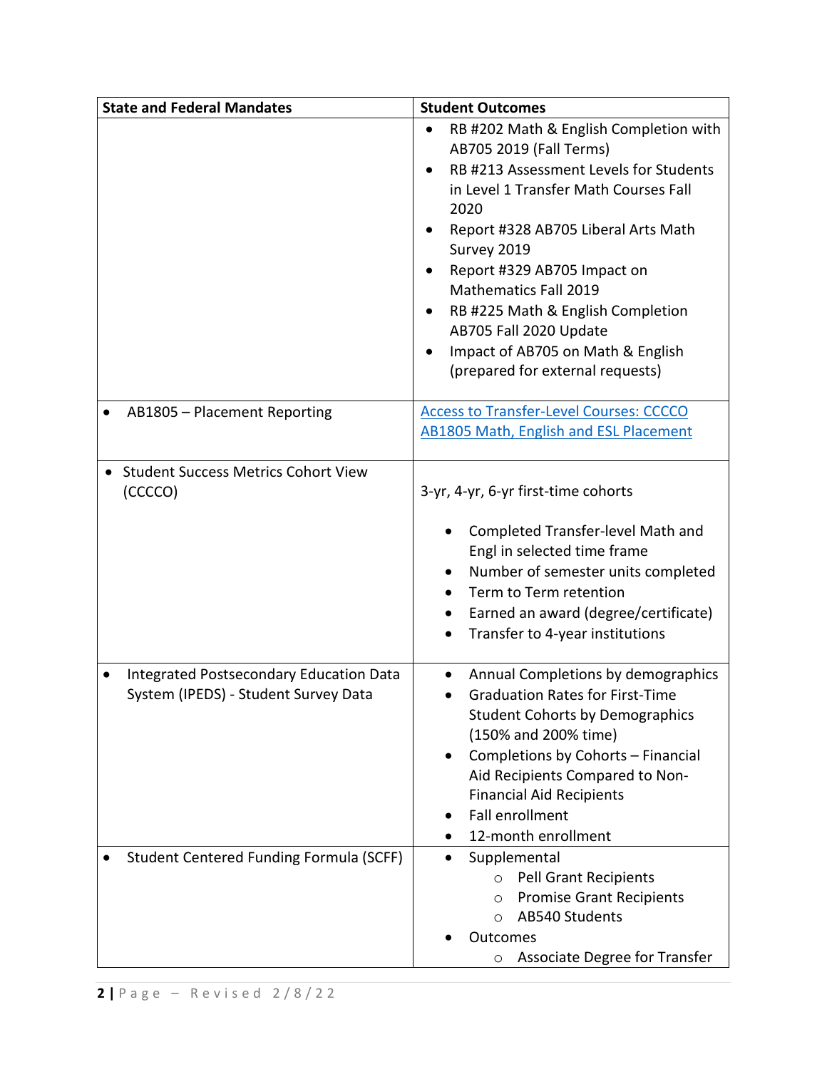| State and Federal Mandates | Student Outcomes |
| --- | --- |
| | • RB #202 Math & English Completion with AB705 2019 (Fall Terms)<br>• RB #213 Assessment Levels for Students in Level 1 Transfer Math Courses Fall 2020<br>• Report #328 AB705 Liberal Arts Math Survey 2019<br>• Report #329 AB705 Impact on Mathematics Fall 2019<br>• RB #225 Math & English Completion AB705 Fall 2020 Update<br>• Impact of AB705 on Math & English (prepared for external requests) |
| • AB1805 – Placement Reporting | Access to Transfer-Level Courses: CCCCO AB1805 Math, English and ESL Placement |
| • Student Success Metrics Cohort View (CCCCO) | 3-yr, 4-yr, 6-yr first-time cohorts<br><br>• Completed Transfer-level Math and Engl in selected time frame<br>• Number of semester units completed<br>• Term to Term retention<br>• Earned an award (degree/certificate)<br>• Transfer to 4-year institutions |
| • Integrated Postsecondary Education Data System (IPEDS) - Student Survey Data | • Annual Completions by demographics<br>• Graduation Rates for First-Time Student Cohorts by Demographics (150% and 200% time)<br>• Completions by Cohorts – Financial Aid Recipients Compared to Non-Financial Aid Recipients<br>• Fall enrollment<br>• 12-month enrollment |
| • Student Centered Funding Formula (SCFF) | • Supplemental<br>&nbsp;&nbsp;&nbsp;&nbsp;○ Pell Grant Recipients<br>&nbsp;&nbsp;&nbsp;&nbsp;○ Promise Grant Recipients<br>&nbsp;&nbsp;&nbsp;&nbsp;○ AB540 Students<br>• Outcomes<br>&nbsp;&nbsp;&nbsp;&nbsp;○ Associate Degree for Transfer |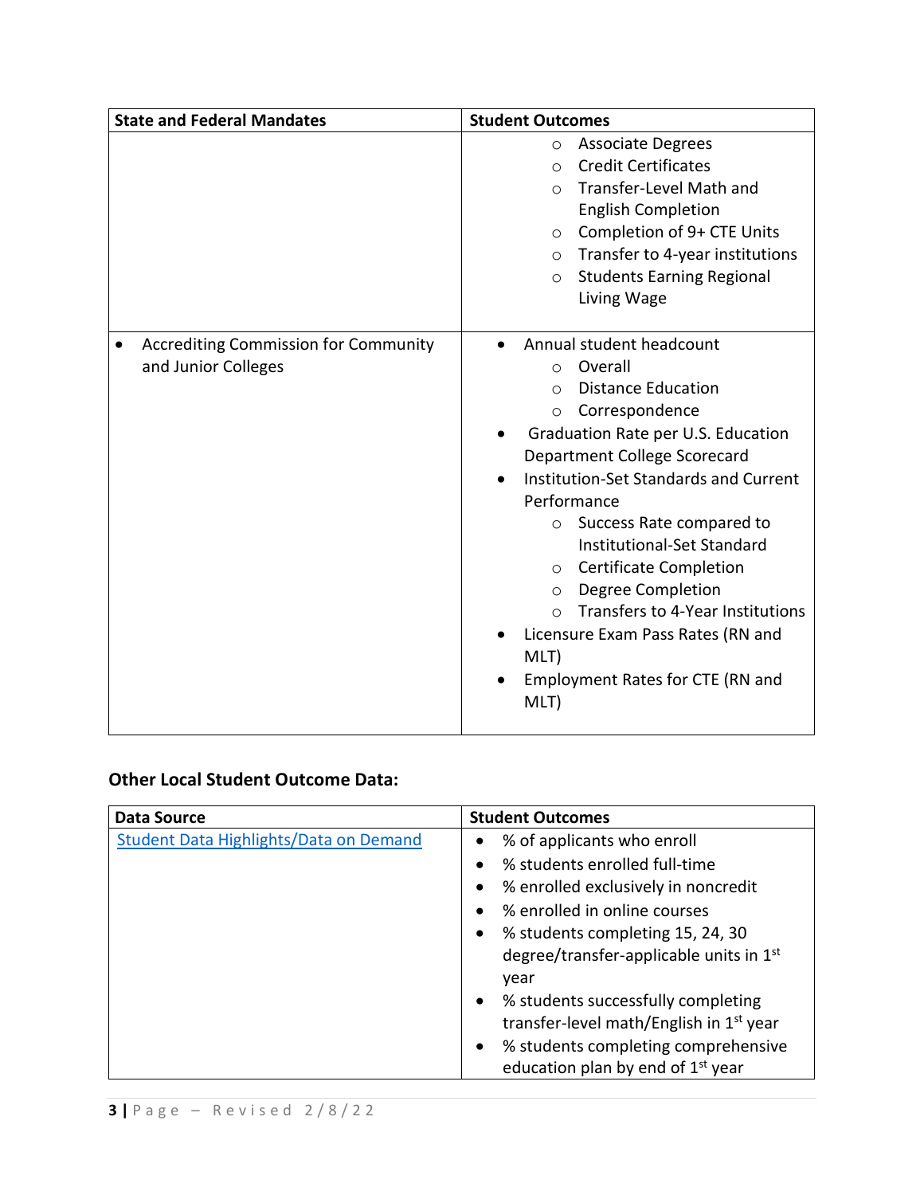| State and Federal Mandates | Student Outcomes |
| --- | --- |
| | ◦ Associate Degrees<br>◦ Credit Certificates<br>◦ Transfer-Level Math and English Completion<br>◦ Completion of 9+ CTE Units<br>◦ Transfer to 4-year institutions<br>◦ Students Earning Regional Living Wage |
| • Accrediting Commission for Community and Junior Colleges | • Annual student headcount<br>◦ Overall<br>◦ Distance Education<br>◦ Correspondence<br>• Graduation Rate per U.S. Education Department College Scorecard<br>• Institution-Set Standards and Current Performance<br>◦ Success Rate compared to Institutional-Set Standard<br>◦ Certificate Completion<br>◦ Degree Completion<br>◦ Transfers to 4-Year Institutions<br>• Licensure Exam Pass Rates (RN and MLT)<br>• Employment Rates for CTE (RN and MLT) |

### Other Local Student Outcome Data:

| Data Source | Student Outcomes |
| --- | --- |
| Student Data Highlights/Data on Demand | • % of applicants who enroll<br>• % students enrolled full-time<br>• % enrolled exclusively in noncredit<br>• % enrolled in online courses<br>• % students completing 15, 24, 30 degree/transfer-applicable units in 1st year<br>• % students successfully completing transfer-level math/English in 1st year<br>• % students completing comprehensive education plan by end of 1st year |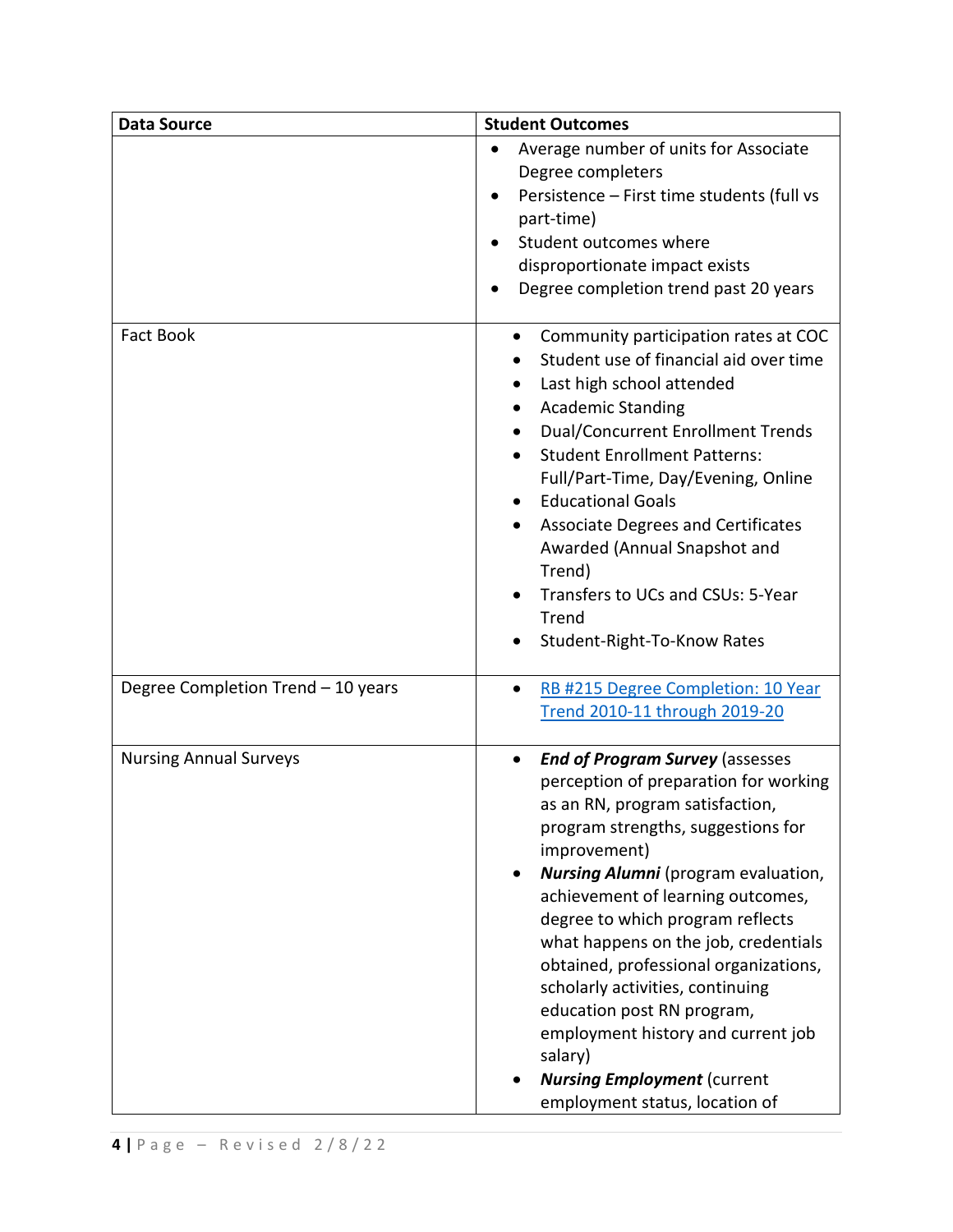| Data Source | Student Outcomes |
| --- | --- |
| | • Average number of units for Associate Degree completers<br>• Persistence – First time students (full vs part-time)<br>• Student outcomes where disproportionate impact exists<br>• Degree completion trend past 20 years |
| Fact Book | • Community participation rates at COC<br>• Student use of financial aid over time<br>• Last high school attended<br>• Academic Standing<br>• Dual/Concurrent Enrollment Trends<br>• Student Enrollment Patterns: Full/Part-Time, Day/Evening, Online<br>• Educational Goals<br>• Associate Degrees and Certificates Awarded (Annual Snapshot and Trend)<br>• Transfers to UCs and CSUs: 5-Year Trend<br>• Student-Right-To-Know Rates |
| Degree Completion Trend – 10 years | • RB #215 Degree Completion: 10 Year Trend 2010-11 through 2019-20 |
| Nursing Annual Surveys | • ***End of Program Survey*** (assesses perception of preparation for working as an RN, program satisfaction, program strengths, suggestions for improvement)<br>• ***Nursing Alumni*** (program evaluation, achievement of learning outcomes, degree to which program reflects what happens on the job, credentials obtained, professional organizations, scholarly activities, continuing education post RN program, employment history and current job salary)<br>• ***Nursing Employment*** (current employment status, location of |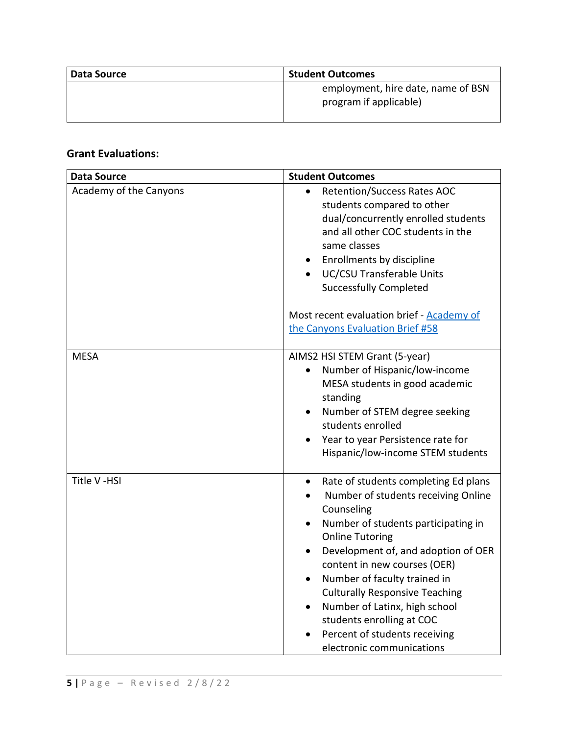| Data Source | Student Outcomes |
|---|---|
| | employment, hire date, name of BSN program if applicable) |

**Grant Evaluations:**

| Data Source | Student Outcomes |
|---|---|
| Academy of the Canyons | • Retention/Success Rates AOC students compared to other dual/concurrently enrolled students and all other COC students in the same classes<br>• Enrollments by discipline<br>• UC/CSU Transferable Units Successfully Completed<br><br>Most recent evaluation brief - Academy of the Canyons Evaluation Brief #58 |
| MESA | AIMS2 HSI STEM Grant (5-year)<br>• Number of Hispanic/low-income MESA students in good academic standing<br>• Number of STEM degree seeking students enrolled<br>• Year to year Persistence rate for Hispanic/low-income STEM students |
| Title V -HSI | • Rate of students completing Ed plans<br>• Number of students receiving Online Counseling<br>• Number of students participating in Online Tutoring<br>• Development of, and adoption of OER content in new courses (OER)<br>• Number of faculty trained in Culturally Responsive Teaching<br>• Number of Latinx, high school students enrolling at COC<br>• Percent of students receiving electronic communications |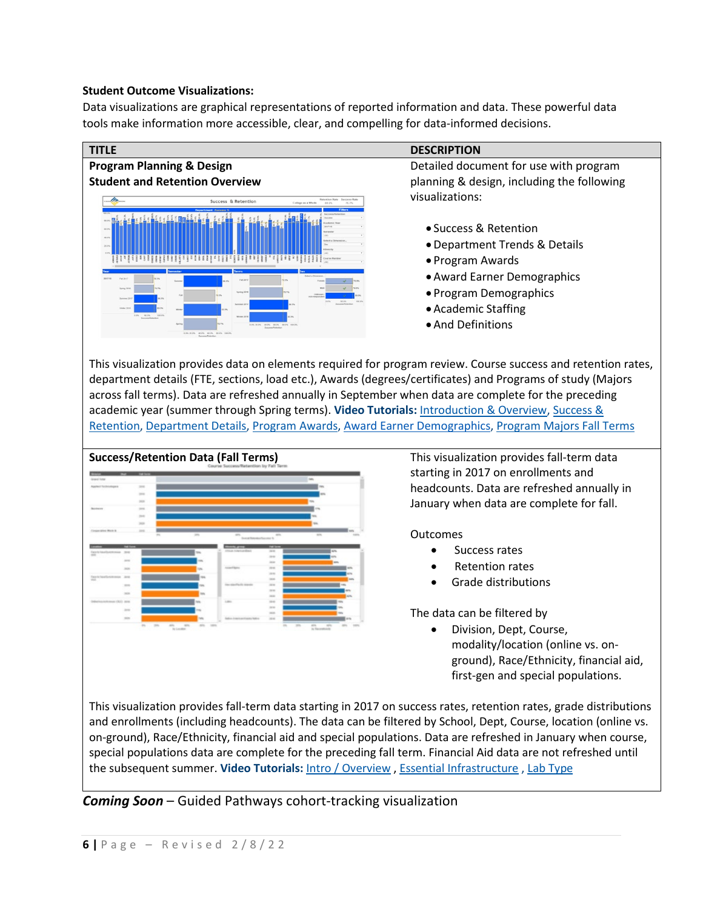**Student Outcome Visualizations:**

Data visualizations are graphical representations of reported information and data. These powerful data tools make information more accessible, clear, and compelling for data-informed decisions.

| TITLE | DESCRIPTION |
|---|---|
| **Program Planning & Design** **Student and Retention Overview** | Detailed document for use with program planning & design, including the following visualizations: • Success & Retention • Department Trends & Details • Program Awards • Award Earner Demographics • Program Demographics • Academic Staffing • And Definitions |
| This visualization provides data on elements required for program review. Course success and retention rates, department details (FTE, sections, load etc.), Awards (degrees/certificates) and Programs of study (Majors across fall terms). Data are refreshed annually in September when data are complete for the preceding academic year (summer through Spring terms). **Video Tutorials:** Introduction & Overview, Success & Retention, Department Details, Program Awards, Award Earner Demographics, Program Majors Fall Terms | |
| **Success/Retention Data (Fall Terms)** | This visualization provides fall-term data starting in 2017 on enrollments and headcounts. Data are refreshed annually in January when data are complete for fall. Outcomes • Success rates • Retention rates • Grade distributions The data can be filtered by • Division, Dept, Course, modality/location (online vs. on-ground), Race/Ethnicity, financial aid, first-gen and special populations. |
| This visualization provides fall-term data starting in 2017 on success rates, retention rates, grade distributions and enrollments (including headcounts). The data can be filtered by School, Dept, Course, location (online vs. on-ground), Race/Ethnicity, financial aid and special populations. Data are refreshed in January when course, special populations data are complete for the preceding fall term. Financial Aid data are not refreshed until the subsequent summer. **Video Tutorials:** Intro / Overview , Essential Infrastructure , Lab Type | |

***Coming Soon*** – Guided Pathways cohort-tracking visualization